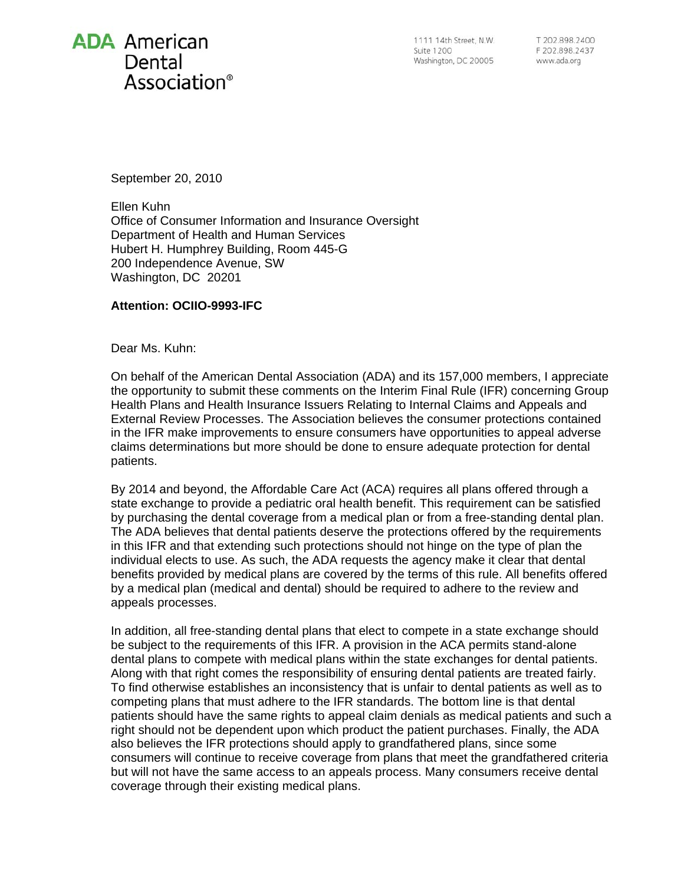**ADA American Dental Association®**

1111 14th Street, N.W.
Suite 1200
Washington, DC 20005

T 202.898.2400
F 202.898.2437
www.ada.org

September 20, 2010

Ellen Kuhn
Office of Consumer Information and Insurance Oversight
Department of Health and Human Services
Hubert H. Humphrey Building, Room 445-G
200 Independence Avenue, SW
Washington, DC 20201

**Attention: OCIIO-9993-IFC**

Dear Ms. Kuhn:

On behalf of the American Dental Association (ADA) and its 157,000 members, I appreciate the opportunity to submit these comments on the Interim Final Rule (IFR) concerning Group Health Plans and Health Insurance Issuers Relating to Internal Claims and Appeals and External Review Processes. The Association believes the consumer protections contained in the IFR make improvements to ensure consumers have opportunities to appeal adverse claims determinations but more should be done to ensure adequate protection for dental patients.

By 2014 and beyond, the Affordable Care Act (ACA) requires all plans offered through a state exchange to provide a pediatric oral health benefit. This requirement can be satisfied by purchasing the dental coverage from a medical plan or from a free-standing dental plan. The ADA believes that dental patients deserve the protections offered by the requirements in this IFR and that extending such protections should not hinge on the type of plan the individual elects to use. As such, the ADA requests the agency make it clear that dental benefits provided by medical plans are covered by the terms of this rule. All benefits offered by a medical plan (medical and dental) should be required to adhere to the review and appeals processes.

In addition, all free-standing dental plans that elect to compete in a state exchange should be subject to the requirements of this IFR. A provision in the ACA permits stand-alone dental plans to compete with medical plans within the state exchanges for dental patients. Along with that right comes the responsibility of ensuring dental patients are treated fairly. To find otherwise establishes an inconsistency that is unfair to dental patients as well as to competing plans that must adhere to the IFR standards. The bottom line is that dental patients should have the same rights to appeal claim denials as medical patients and such a right should not be dependent upon which product the patient purchases. Finally, the ADA also believes the IFR protections should apply to grandfathered plans, since some consumers will continue to receive coverage from plans that meet the grandfathered criteria but will not have the same access to an appeals process. Many consumers receive dental coverage through their existing medical plans.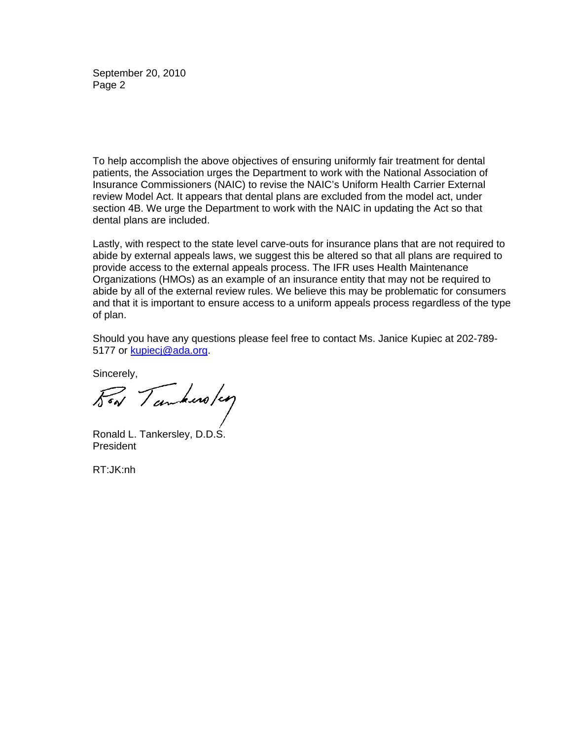To help accomplish the above objectives of ensuring uniformly fair treatment for dental patients, the Association urges the Department to work with the National Association of Insurance Commissioners (NAIC) to revise the NAIC's Uniform Health Carrier External review Model Act. It appears that dental plans are excluded from the model act, under section 4B. We urge the Department to work with the NAIC in updating the Act so that dental plans are included.

Lastly, with respect to the state level carve-outs for insurance plans that are not required to abide by external appeals laws, we suggest this be altered so that all plans are required to provide access to the external appeals process. The IFR uses Health Maintenance Organizations (HMOs) as an example of an insurance entity that may not be required to abide by all of the external review rules. We believe this may be problematic for consumers and that it is important to ensure access to a uniform appeals process regardless of the type of plan.

Should you have any questions please feel free to contact Ms. Janice Kupiec at 202-789-5177 or kupiecj@ada.org.

Sincerely,

Ronald L. Tankersley, D.D.S.
President

RT:JK:nh